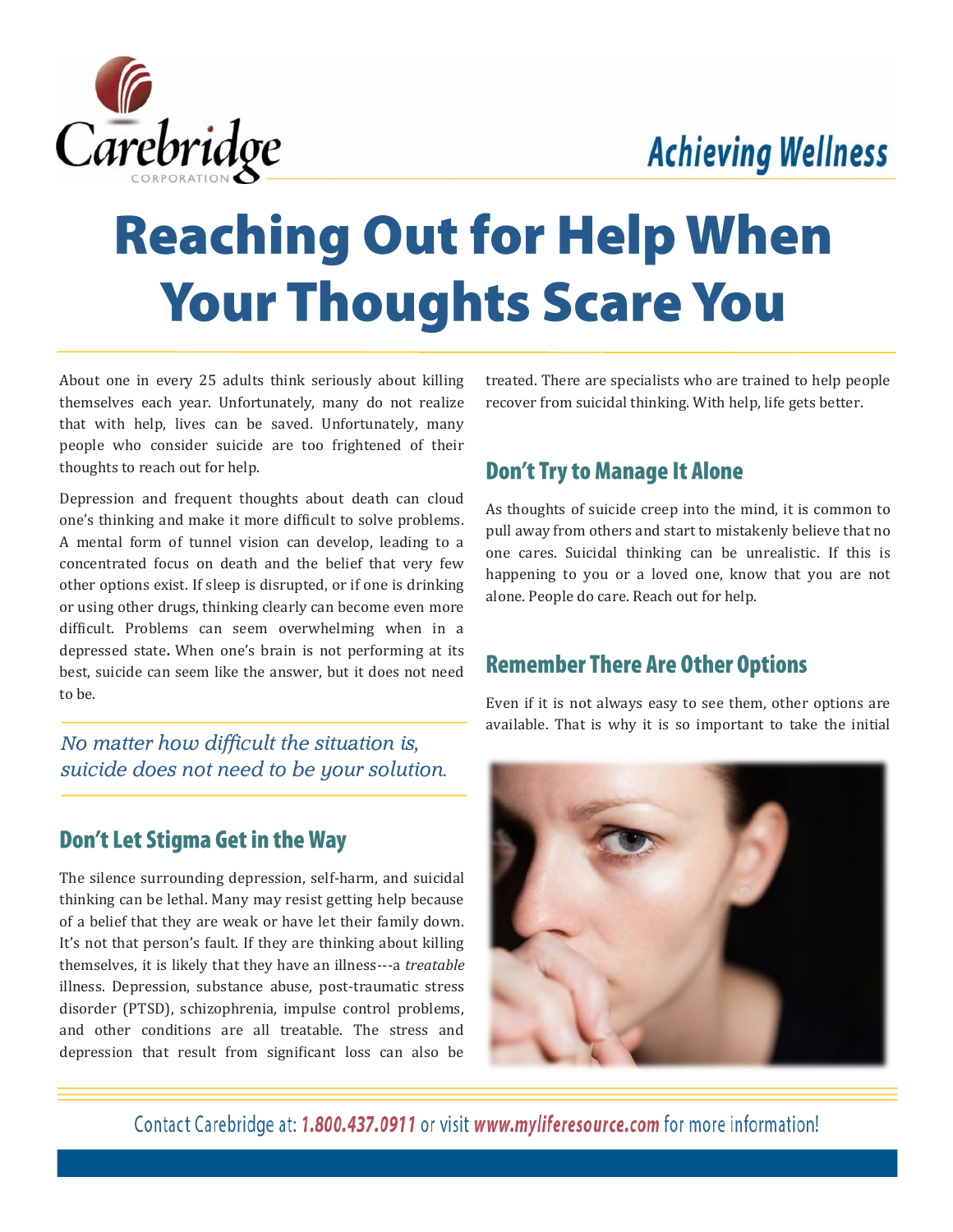Carebridge CORPORATION

Achieving Wellness

# Reaching Out for Help When Your Thoughts Scare You

About one in every 25 adults think seriously about killing themselves each year. Unfortunately, many do not realize that with help, lives can be saved. Unfortunately, many people who consider suicide are too frightened of their thoughts to reach out for help.

Depression and frequent thoughts about death can cloud one's thinking and make it more difficult to solve problems. A mental form of tunnel vision can develop, leading to a concentrated focus on death and the belief that very few other options exist. If sleep is disrupted, or if one is drinking or using other drugs, thinking clearly can become even more difficult. Problems can seem overwhelming when in a depressed state**.** When one's brain is not performing at its best, suicide can seem like the answer, but it does not need to be.

*No matter how difficult the situation is, suicide does not need to be your solution.*

## Don't Let Stigma Get in the Way

The silence surrounding depression, self-harm, and suicidal thinking can be lethal. Many may resist getting help because of a belief that they are weak or have let their family down. It's not that person's fault. If they are thinking about killing themselves, it is likely that they have an illness---a *treatable* illness. Depression, substance abuse, post-traumatic stress disorder (PTSD), schizophrenia, impulse control problems, and other conditions are all treatable. The stress and depression that result from significant loss can also be treated. There are specialists who are trained to help people recover from suicidal thinking. With help, life gets better.

## Don't Try to Manage It Alone

As thoughts of suicide creep into the mind, it is common to pull away from others and start to mistakenly believe that no one cares. Suicidal thinking can be unrealistic. If this is happening to you or a loved one, know that you are not alone. People do care. Reach out for help.

## Remember There Are Other Options

Even if it is not always easy to see them, other options are available. That is why it is so important to take the initial

Contact Carebridge at: ***1.800.437.0911*** or visit ***www.myliferesource.com*** for more information!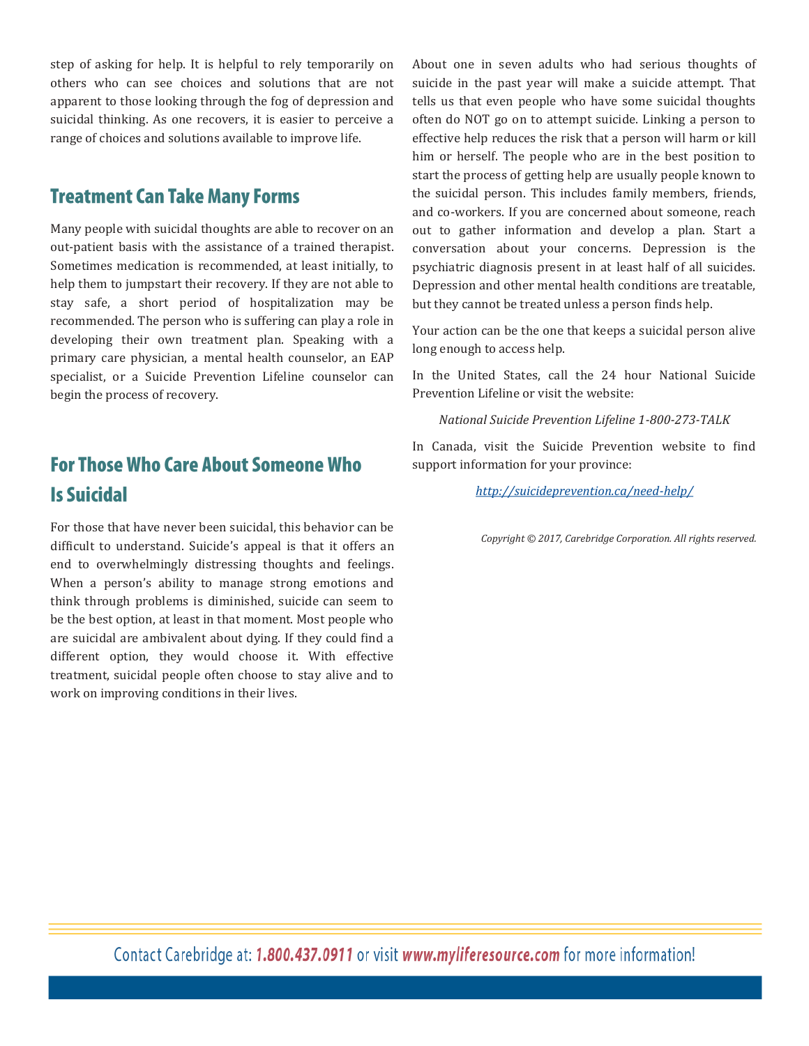step of asking for help. It is helpful to rely temporarily on others who can see choices and solutions that are not apparent to those looking through the fog of depression and suicidal thinking. As one recovers, it is easier to perceive a range of choices and solutions available to improve life.

## Treatment Can Take Many Forms

Many people with suicidal thoughts are able to recover on an out-patient basis with the assistance of a trained therapist. Sometimes medication is recommended, at least initially, to help them to jumpstart their recovery. If they are not able to stay safe, a short period of hospitalization may be recommended. The person who is suffering can play a role in developing their own treatment plan. Speaking with a primary care physician, a mental health counselor, an EAP specialist, or a Suicide Prevention Lifeline counselor can begin the process of recovery.

## For Those Who Care About Someone Who Is Suicidal

For those that have never been suicidal, this behavior can be difficult to understand. Suicide's appeal is that it offers an end to overwhelmingly distressing thoughts and feelings. When a person's ability to manage strong emotions and think through problems is diminished, suicide can seem to be the best option, at least in that moment. Most people who are suicidal are ambivalent about dying. If they could find a different option, they would choose it. With effective treatment, suicidal people often choose to stay alive and to work on improving conditions in their lives.

About one in seven adults who had serious thoughts of suicide in the past year will make a suicide attempt. That tells us that even people who have some suicidal thoughts often do NOT go on to attempt suicide. Linking a person to effective help reduces the risk that a person will harm or kill him or herself. The people who are in the best position to start the process of getting help are usually people known to the suicidal person. This includes family members, friends, and co-workers. If you are concerned about someone, reach out to gather information and develop a plan. Start a conversation about your concerns. Depression is the psychiatric diagnosis present in at least half of all suicides. Depression and other mental health conditions are treatable, but they cannot be treated unless a person finds help.

Your action can be the one that keeps a suicidal person alive long enough to access help.

In the United States, call the 24 hour National Suicide Prevention Lifeline or visit the website:

*National Suicide Prevention Lifeline 1-800-273-TALK*

In Canada, visit the Suicide Prevention website to find support information for your province:

[http://suicideprevention.ca/need-help/](http://suicideprevention.ca/need-help/)

*Copyright © 2017, Carebridge Corporation. All rights reserved.*

Contact Carebridge at: **1.800.437.0911** or visit **www.myliferesource.com** for more information!